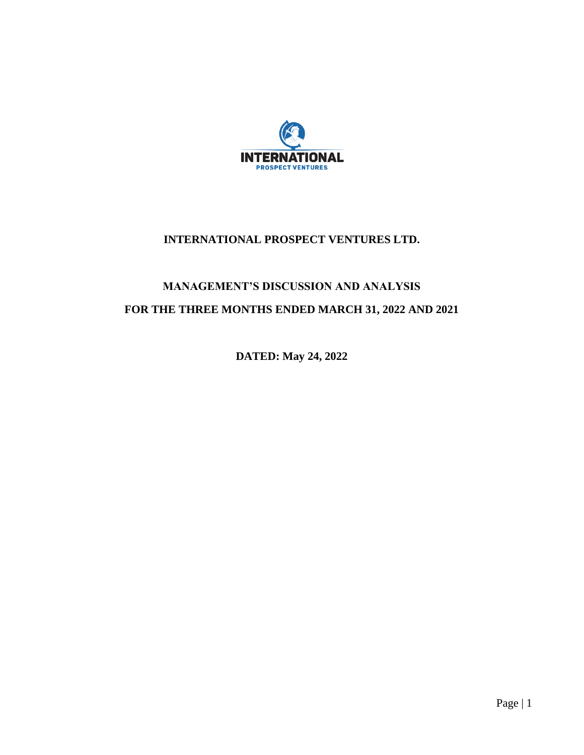# INTERNATIONAL PROSPECT VENTURES LTD.

## MANAGEMENT'S DISCUSSION AND ANALYSIS

## FOR THE THREE MONTHS ENDED MARCH 31, 2022 AND 2021

**DATED: May 24, 2022**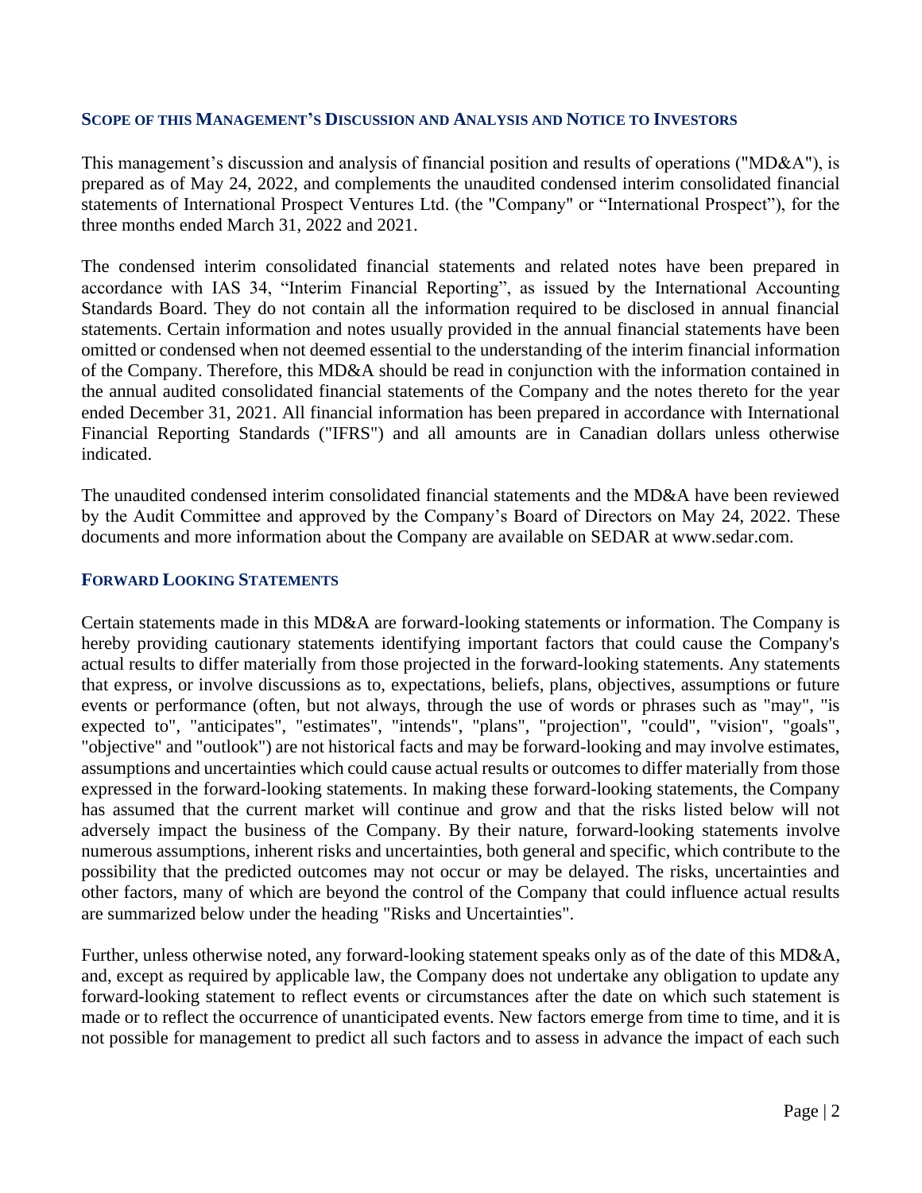## SCOPE OF THIS MANAGEMENT'S DISCUSSION AND ANALYSIS AND NOTICE TO INVESTORS

This management's discussion and analysis of financial position and results of operations ("MD&A"), is prepared as of May 24, 2022, and complements the unaudited condensed interim consolidated financial statements of International Prospect Ventures Ltd. (the "Company" or "International Prospect"), for the three months ended March 31, 2022 and 2021.

The condensed interim consolidated financial statements and related notes have been prepared in accordance with IAS 34, "Interim Financial Reporting", as issued by the International Accounting Standards Board. They do not contain all the information required to be disclosed in annual financial statements. Certain information and notes usually provided in the annual financial statements have been omitted or condensed when not deemed essential to the understanding of the interim financial information of the Company. Therefore, this MD&A should be read in conjunction with the information contained in the annual audited consolidated financial statements of the Company and the notes thereto for the year ended December 31, 2021. All financial information has been prepared in accordance with International Financial Reporting Standards ("IFRS") and all amounts are in Canadian dollars unless otherwise indicated.

The unaudited condensed interim consolidated financial statements and the MD&A have been reviewed by the Audit Committee and approved by the Company's Board of Directors on May 24, 2022. These documents and more information about the Company are available on SEDAR at www.sedar.com.

## FORWARD LOOKING STATEMENTS

Certain statements made in this MD&A are forward-looking statements or information. The Company is hereby providing cautionary statements identifying important factors that could cause the Company's actual results to differ materially from those projected in the forward-looking statements. Any statements that express, or involve discussions as to, expectations, beliefs, plans, objectives, assumptions or future events or performance (often, but not always, through the use of words or phrases such as "may", "is expected to", "anticipates", "estimates", "intends", "plans", "projection", "could", "vision", "goals", "objective" and "outlook") are not historical facts and may be forward-looking and may involve estimates, assumptions and uncertainties which could cause actual results or outcomes to differ materially from those expressed in the forward-looking statements. In making these forward-looking statements, the Company has assumed that the current market will continue and grow and that the risks listed below will not adversely impact the business of the Company. By their nature, forward-looking statements involve numerous assumptions, inherent risks and uncertainties, both general and specific, which contribute to the possibility that the predicted outcomes may not occur or may be delayed. The risks, uncertainties and other factors, many of which are beyond the control of the Company that could influence actual results are summarized below under the heading "Risks and Uncertainties".

Further, unless otherwise noted, any forward-looking statement speaks only as of the date of this MD&A, and, except as required by applicable law, the Company does not undertake any obligation to update any forward-looking statement to reflect events or circumstances after the date on which such statement is made or to reflect the occurrence of unanticipated events. New factors emerge from time to time, and it is not possible for management to predict all such factors and to assess in advance the impact of each such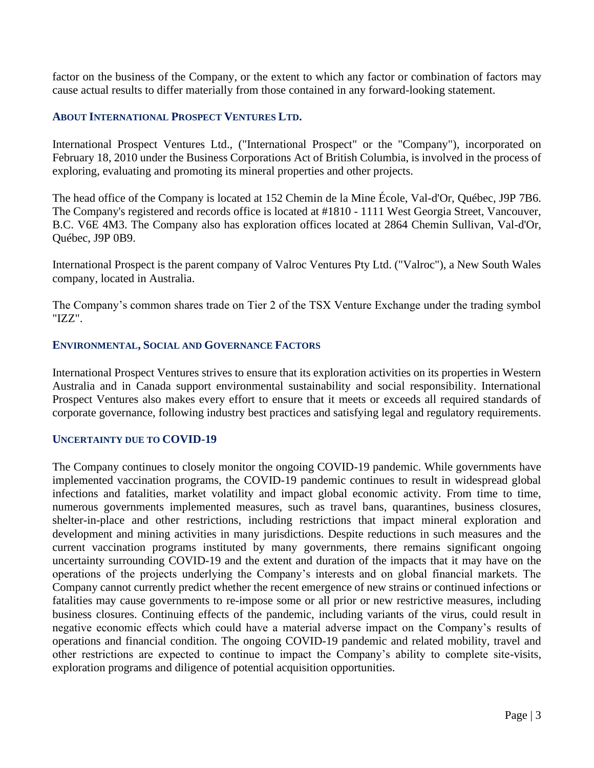factor on the business of the Company, or the extent to which any factor or combination of factors may cause actual results to differ materially from those contained in any forward-looking statement.

## ABOUT INTERNATIONAL PROSPECT VENTURES LTD.

International Prospect Ventures Ltd., ("International Prospect" or the "Company"), incorporated on February 18, 2010 under the Business Corporations Act of British Columbia, is involved in the process of exploring, evaluating and promoting its mineral properties and other projects.

The head office of the Company is located at 152 Chemin de la Mine École, Val-d'Or, Québec, J9P 7B6. The Company's registered and records office is located at #1810 - 1111 West Georgia Street, Vancouver, B.C. V6E 4M3. The Company also has exploration offices located at 2864 Chemin Sullivan, Val-d'Or, Québec, J9P 0B9.

International Prospect is the parent company of Valroc Ventures Pty Ltd. ("Valroc"), a New South Wales company, located in Australia.

The Company's common shares trade on Tier 2 of the TSX Venture Exchange under the trading symbol "IZZ".

## ENVIRONMENTAL, SOCIAL AND GOVERNANCE FACTORS

International Prospect Ventures strives to ensure that its exploration activities on its properties in Western Australia and in Canada support environmental sustainability and social responsibility. International Prospect Ventures also makes every effort to ensure that it meets or exceeds all required standards of corporate governance, following industry best practices and satisfying legal and regulatory requirements.

## UNCERTAINTY DUE TO COVID-19

The Company continues to closely monitor the ongoing COVID-19 pandemic. While governments have implemented vaccination programs, the COVID-19 pandemic continues to result in widespread global infections and fatalities, market volatility and impact global economic activity. From time to time, numerous governments implemented measures, such as travel bans, quarantines, business closures, shelter-in-place and other restrictions, including restrictions that impact mineral exploration and development and mining activities in many jurisdictions. Despite reductions in such measures and the current vaccination programs instituted by many governments, there remains significant ongoing uncertainty surrounding COVID-19 and the extent and duration of the impacts that it may have on the operations of the projects underlying the Company's interests and on global financial markets. The Company cannot currently predict whether the recent emergence of new strains or continued infections or fatalities may cause governments to re-impose some or all prior or new restrictive measures, including business closures. Continuing effects of the pandemic, including variants of the virus, could result in negative economic effects which could have a material adverse impact on the Company's results of operations and financial condition. The ongoing COVID-19 pandemic and related mobility, travel and other restrictions are expected to continue to impact the Company's ability to complete site-visits, exploration programs and diligence of potential acquisition opportunities.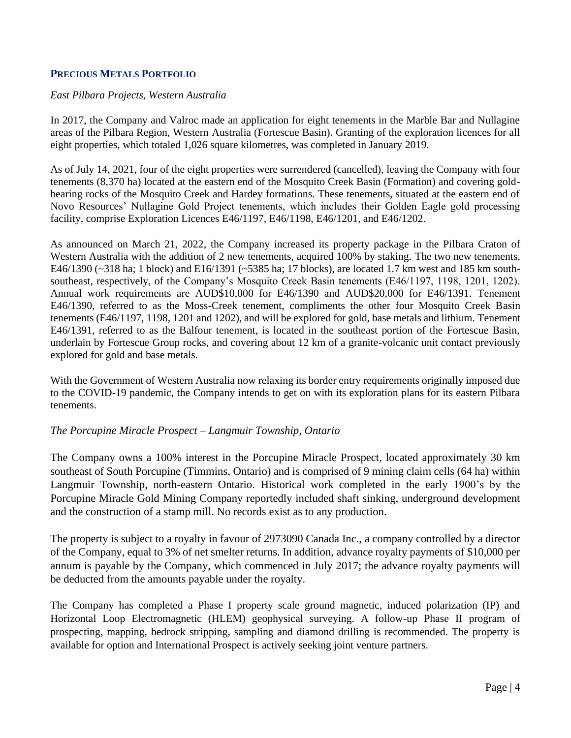## PRECIOUS METALS PORTFOLIO

*East Pilbara Projects, Western Australia*

In 2017, the Company and Valroc made an application for eight tenements in the Marble Bar and Nullagine areas of the Pilbara Region, Western Australia (Fortescue Basin). Granting of the exploration licences for all eight properties, which totaled 1,026 square kilometres, was completed in January 2019.

As of July 14, 2021, four of the eight properties were surrendered (cancelled), leaving the Company with four tenements (8,370 ha) located at the eastern end of the Mosquito Creek Basin (Formation) and covering gold-bearing rocks of the Mosquito Creek and Hardey formations. These tenements, situated at the eastern end of Novo Resources' Nullagine Gold Project tenements, which includes their Golden Eagle gold processing facility, comprise Exploration Licences E46/1197, E46/1198, E46/1201, and E46/1202.

As announced on March 21, 2022, the Company increased its property package in the Pilbara Craton of Western Australia with the addition of 2 new tenements, acquired 100% by staking. The two new tenements, E46/1390 (~318 ha; 1 block) and E16/1391 (~5385 ha; 17 blocks), are located 1.7 km west and 185 km south-southeast, respectively, of the Company's Mosquito Creek Basin tenements (E46/1197, 1198, 1201, 1202). Annual work requirements are AUD$10,000 for E46/1390 and AUD$20,000 for E46/1391. Tenement E46/1390, referred to as the Moss-Creek tenement, compliments the other four Mosquito Creek Basin tenements (E46/1197, 1198, 1201 and 1202), and will be explored for gold, base metals and lithium. Tenement E46/1391, referred to as the Balfour tenement, is located in the southeast portion of the Fortescue Basin, underlain by Fortescue Group rocks, and covering about 12 km of a granite-volcanic unit contact previously explored for gold and base metals.

With the Government of Western Australia now relaxing its border entry requirements originally imposed due to the COVID-19 pandemic, the Company intends to get on with its exploration plans for its eastern Pilbara tenements.

*The Porcupine Miracle Prospect – Langmuir Township, Ontario*

The Company owns a 100% interest in the Porcupine Miracle Prospect, located approximately 30 km southeast of South Porcupine (Timmins, Ontario) and is comprised of 9 mining claim cells (64 ha) within Langmuir Township, north-eastern Ontario. Historical work completed in the early 1900's by the Porcupine Miracle Gold Mining Company reportedly included shaft sinking, underground development and the construction of a stamp mill. No records exist as to any production.

The property is subject to a royalty in favour of 2973090 Canada Inc., a company controlled by a director of the Company, equal to 3% of net smelter returns. In addition, advance royalty payments of $10,000 per annum is payable by the Company, which commenced in July 2017; the advance royalty payments will be deducted from the amounts payable under the royalty.

The Company has completed a Phase I property scale ground magnetic, induced polarization (IP) and Horizontal Loop Electromagnetic (HLEM) geophysical surveying. A follow-up Phase II program of prospecting, mapping, bedrock stripping, sampling and diamond drilling is recommended. The property is available for option and International Prospect is actively seeking joint venture partners.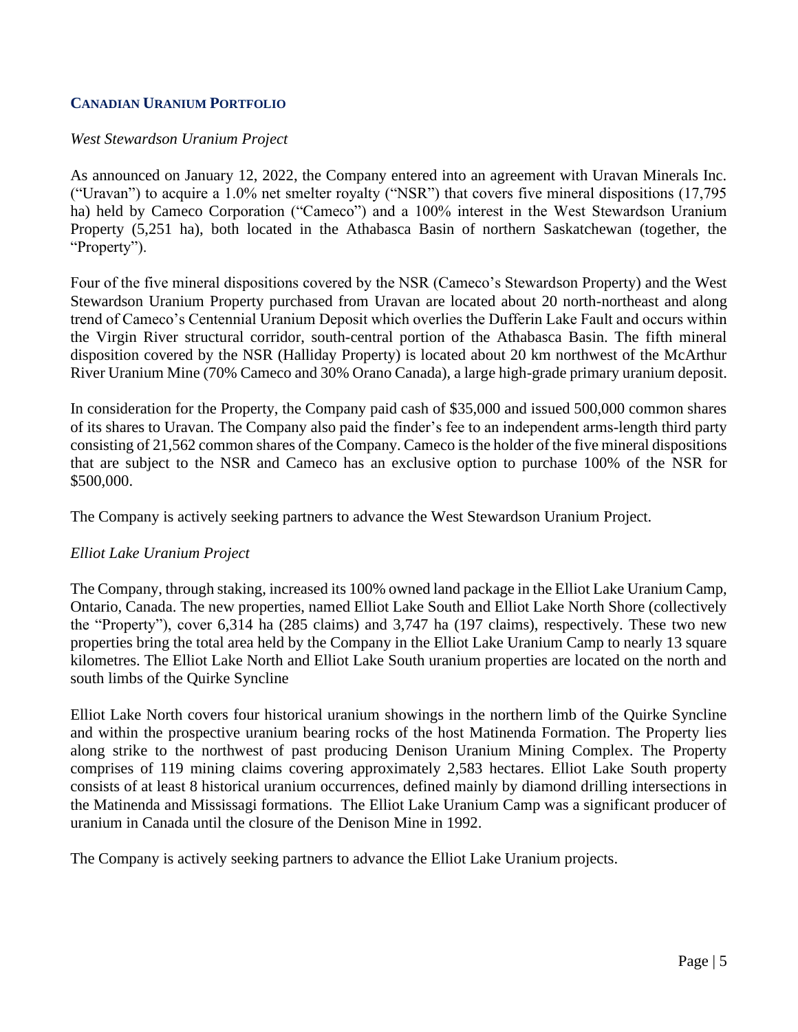## Canadian Uranium Portfolio

*West Stewardson Uranium Project*

As announced on January 12, 2022, the Company entered into an agreement with Uravan Minerals Inc. ("Uravan") to acquire a 1.0% net smelter royalty ("NSR") that covers five mineral dispositions (17,795 ha) held by Cameco Corporation ("Cameco") and a 100% interest in the West Stewardson Uranium Property (5,251 ha), both located in the Athabasca Basin of northern Saskatchewan (together, the "Property").

Four of the five mineral dispositions covered by the NSR (Cameco's Stewardson Property) and the West Stewardson Uranium Property purchased from Uravan are located about 20 north-northeast and along trend of Cameco's Centennial Uranium Deposit which overlies the Dufferin Lake Fault and occurs within the Virgin River structural corridor, south-central portion of the Athabasca Basin. The fifth mineral disposition covered by the NSR (Halliday Property) is located about 20 km northwest of the McArthur River Uranium Mine (70% Cameco and 30% Orano Canada), a large high-grade primary uranium deposit.

In consideration for the Property, the Company paid cash of $35,000 and issued 500,000 common shares of its shares to Uravan. The Company also paid the finder's fee to an independent arms-length third party consisting of 21,562 common shares of the Company. Cameco is the holder of the five mineral dispositions that are subject to the NSR and Cameco has an exclusive option to purchase 100% of the NSR for $500,000.

The Company is actively seeking partners to advance the West Stewardson Uranium Project.

*Elliot Lake Uranium Project*

The Company, through staking, increased its 100% owned land package in the Elliot Lake Uranium Camp, Ontario, Canada. The new properties, named Elliot Lake South and Elliot Lake North Shore (collectively the "Property"), cover 6,314 ha (285 claims) and 3,747 ha (197 claims), respectively. These two new properties bring the total area held by the Company in the Elliot Lake Uranium Camp to nearly 13 square kilometres. The Elliot Lake North and Elliot Lake South uranium properties are located on the north and south limbs of the Quirke Syncline

Elliot Lake North covers four historical uranium showings in the northern limb of the Quirke Syncline and within the prospective uranium bearing rocks of the host Matinenda Formation. The Property lies along strike to the northwest of past producing Denison Uranium Mining Complex. The Property comprises of 119 mining claims covering approximately 2,583 hectares. Elliot Lake South property consists of at least 8 historical uranium occurrences, defined mainly by diamond drilling intersections in the Matinenda and Mississagi formations. The Elliot Lake Uranium Camp was a significant producer of uranium in Canada until the closure of the Denison Mine in 1992.

The Company is actively seeking partners to advance the Elliot Lake Uranium projects.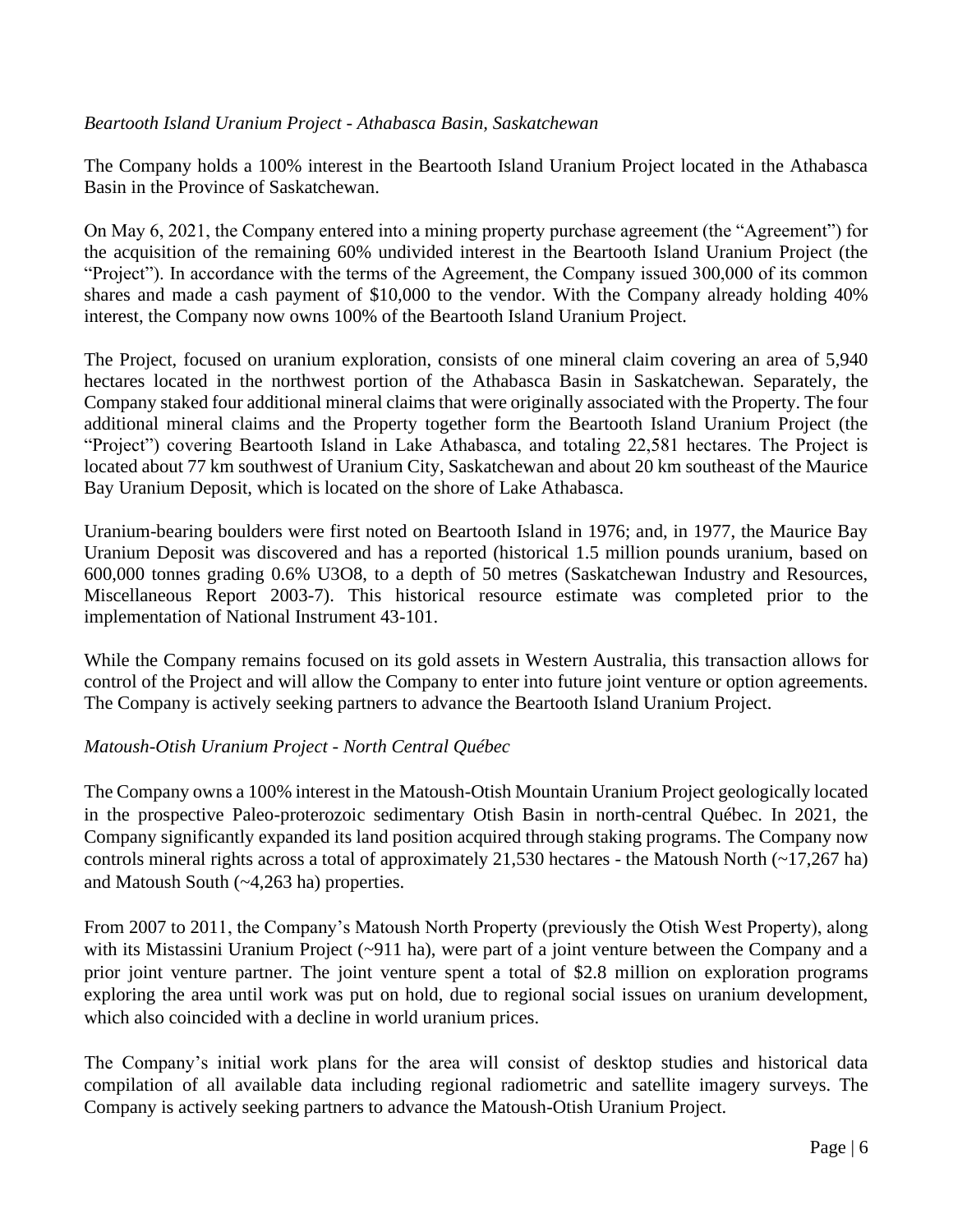*Beartooth Island Uranium Project - Athabasca Basin, Saskatchewan*

The Company holds a 100% interest in the Beartooth Island Uranium Project located in the Athabasca Basin in the Province of Saskatchewan.

On May 6, 2021, the Company entered into a mining property purchase agreement (the "Agreement") for the acquisition of the remaining 60% undivided interest in the Beartooth Island Uranium Project (the "Project"). In accordance with the terms of the Agreement, the Company issued 300,000 of its common shares and made a cash payment of $10,000 to the vendor. With the Company already holding 40% interest, the Company now owns 100% of the Beartooth Island Uranium Project.

The Project, focused on uranium exploration, consists of one mineral claim covering an area of 5,940 hectares located in the northwest portion of the Athabasca Basin in Saskatchewan. Separately, the Company staked four additional mineral claims that were originally associated with the Property. The four additional mineral claims and the Property together form the Beartooth Island Uranium Project (the "Project") covering Beartooth Island in Lake Athabasca, and totaling 22,581 hectares. The Project is located about 77 km southwest of Uranium City, Saskatchewan and about 20 km southeast of the Maurice Bay Uranium Deposit, which is located on the shore of Lake Athabasca.

Uranium-bearing boulders were first noted on Beartooth Island in 1976; and, in 1977, the Maurice Bay Uranium Deposit was discovered and has a reported (historical 1.5 million pounds uranium, based on 600,000 tonnes grading 0.6% $U_3O_8$, to a depth of 50 metres (Saskatchewan Industry and Resources, Miscellaneous Report 2003-7). This historical resource estimate was completed prior to the implementation of National Instrument 43-101.

While the Company remains focused on its gold assets in Western Australia, this transaction allows for control of the Project and will allow the Company to enter into future joint venture or option agreements. The Company is actively seeking partners to advance the Beartooth Island Uranium Project.

*Matoush-Otish Uranium Project - North Central Québec*

The Company owns a 100% interest in the Matoush-Otish Mountain Uranium Project geologically located in the prospective Paleo-proterozoic sedimentary Otish Basin in north-central Québec. In 2021, the Company significantly expanded its land position acquired through staking programs. The Company now controls mineral rights across a total of approximately 21,530 hectares - the Matoush North (~17,267 ha) and Matoush South (~4,263 ha) properties.

From 2007 to 2011, the Company's Matoush North Property (previously the Otish West Property), along with its Mistassini Uranium Project (~911 ha), were part of a joint venture between the Company and a prior joint venture partner. The joint venture spent a total of $2.8 million on exploration programs exploring the area until work was put on hold, due to regional social issues on uranium development, which also coincided with a decline in world uranium prices.

The Company's initial work plans for the area will consist of desktop studies and historical data compilation of all available data including regional radiometric and satellite imagery surveys. The Company is actively seeking partners to advance the Matoush-Otish Uranium Project.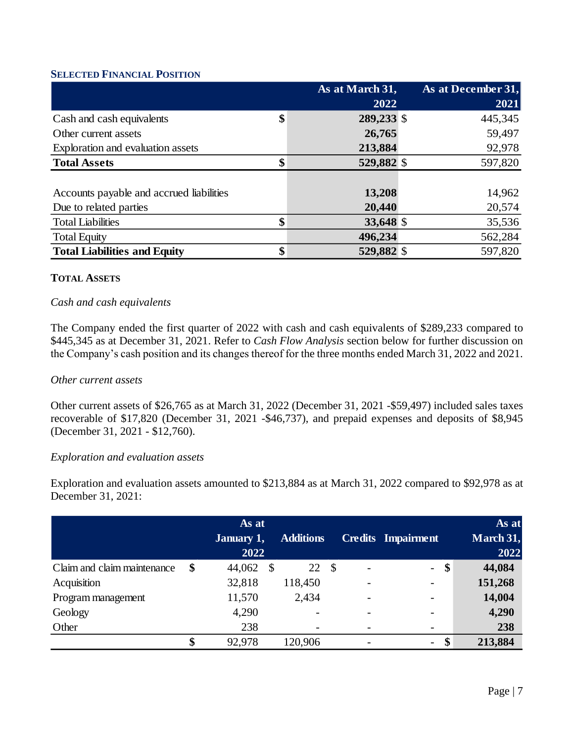### SELECTED FINANCIAL POSITION

| | | As at March 31, 2022 | | As at December 31, 2021 |
|---|---|---|---|---|
| Cash and cash equivalents | $ | **289,233** | $ | 445,345 |
| Other current assets | | **26,765** | | 59,497 |
| Exploration and evaluation assets | | **213,884** | | 92,978 |
| **Total Assets** | $ | **529,882** | $ | 597,820 |
| | | | | |
| Accounts payable and accrued liabilities | | **13,208** | | 14,962 |
| Due to related parties | | **20,440** | | 20,574 |
| Total Liabilities | $ | **33,648** | $ | 35,536 |
| Total Equity | | **496,234** | | 562,284 |
| **Total Liabilities and Equity** | $ | **529,882** | $ | 597,820 |

### TOTAL ASSETS

*Cash and cash equivalents*

The Company ended the first quarter of 2022 with cash and cash equivalents of $289,233 compared to $445,345 as at December 31, 2021. Refer to *Cash Flow Analysis* section below for further discussion on the Company's cash position and its changes thereof for the three months ended March 31, 2022 and 2021.

*Other current assets*

Other current assets of $26,765 as at March 31, 2022 (December 31, 2021 -$59,497) included sales taxes recoverable of $17,820 (December 31, 2021 -$46,737), and prepaid expenses and deposits of $8,945 (December 31, 2021 - $12,760).

*Exploration and evaluation assets*

Exploration and evaluation assets amounted to $213,884 as at March 31, 2022 compared to $92,978 as at December 31, 2021:

| | | As at January 1, 2022 | | Additions | | Credits | Impairment | | As at March 31, 2022 |
|---|---|---|---|---|---|---|---|---|---|
| Claim and claim maintenance | $ | 44,062 | $ | 22 | $ | - | - | $ | **44,084** |
| Acquisition | | 32,818 | | 118,450 | | - | - | | **151,268** |
| Program management | | 11,570 | | 2,434 | | - | - | | **14,004** |
| Geology | | 4,290 | | - | | - | - | | **4,290** |
| Other | | 238 | | - | | - | - | | **238** |
| | $ | 92,978 | | 120,906 | | - | - | $ | **213,884** |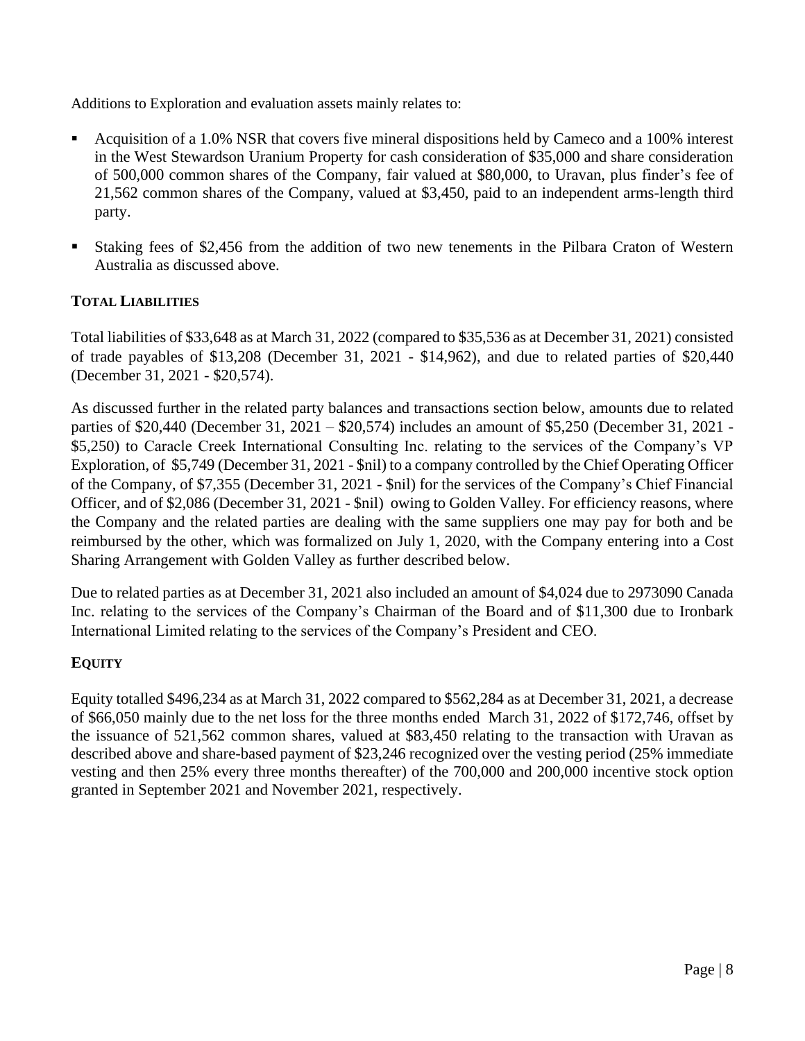Additions to Exploration and evaluation assets mainly relates to:

- Acquisition of a 1.0% NSR that covers five mineral dispositions held by Cameco and a 100% interest in the West Stewardson Uranium Property for cash consideration of $35,000 and share consideration of 500,000 common shares of the Company, fair valued at $80,000, to Uravan, plus finder's fee of 21,562 common shares of the Company, valued at $3,450, paid to an independent arms-length third party.
- Staking fees of $2,456 from the addition of two new tenements in the Pilbara Craton of Western Australia as discussed above.

## TOTAL LIABILITIES

Total liabilities of $33,648 as at March 31, 2022 (compared to $35,536 as at December 31, 2021) consisted of trade payables of $13,208 (December 31, 2021 - $14,962), and due to related parties of $20,440 (December 31, 2021 - $20,574).

As discussed further in the related party balances and transactions section below, amounts due to related parties of $20,440 (December 31, 2021 – $20,574) includes an amount of $5,250 (December 31, 2021 - $5,250) to Caracle Creek International Consulting Inc. relating to the services of the Company's VP Exploration, of $5,749 (December 31, 2021 - $nil) to a company controlled by the Chief Operating Officer of the Company, of $7,355 (December 31, 2021 - $nil) for the services of the Company's Chief Financial Officer, and of $2,086 (December 31, 2021 - $nil) owing to Golden Valley. For efficiency reasons, where the Company and the related parties are dealing with the same suppliers one may pay for both and be reimbursed by the other, which was formalized on July 1, 2020, with the Company entering into a Cost Sharing Arrangement with Golden Valley as further described below.

Due to related parties as at December 31, 2021 also included an amount of $4,024 due to 2973090 Canada Inc. relating to the services of the Company's Chairman of the Board and of $11,300 due to Ironbark International Limited relating to the services of the Company's President and CEO.

## EQUITY

Equity totalled $496,234 as at March 31, 2022 compared to $562,284 as at December 31, 2021, a decrease of $66,050 mainly due to the net loss for the three months ended March 31, 2022 of $172,746, offset by the issuance of 521,562 common shares, valued at $83,450 relating to the transaction with Uravan as described above and share-based payment of $23,246 recognized over the vesting period (25% immediate vesting and then 25% every three months thereafter) of the 700,000 and 200,000 incentive stock option granted in September 2021 and November 2021, respectively.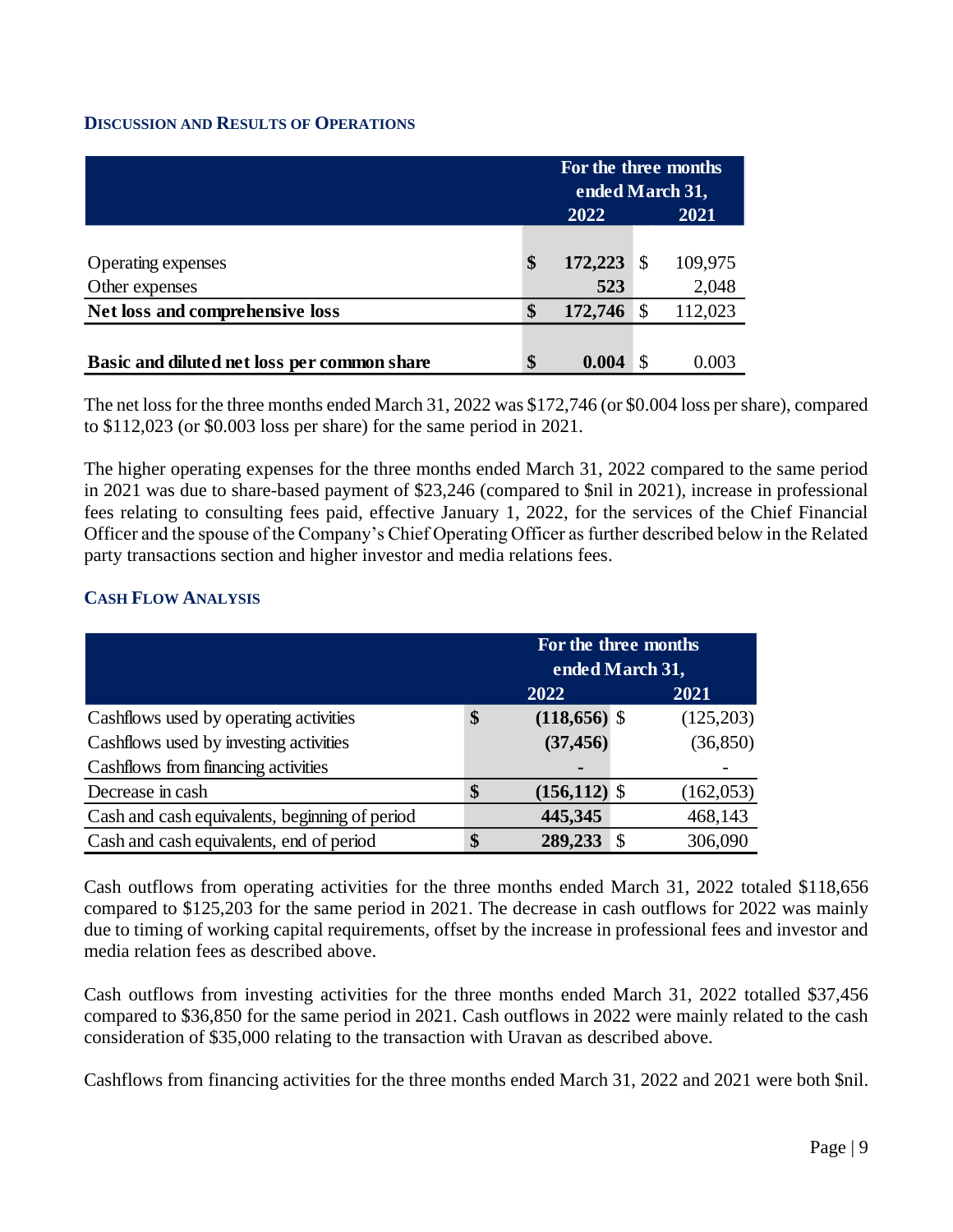## DISCUSSION AND RESULTS OF OPERATIONS

| | For the three months ended March 31, | |
|---|---|---|
| | **2022** | **2021** |
| Operating expenses | **$ 172,223** | $ 109,975 |
| Other expenses | **523** | 2,048 |
| **Net loss and comprehensive loss** | **$ 172,746** | $ 112,023 |
| **Basic and diluted net loss per common share** | **$ 0.004** | $ 0.003 |

The net loss for the three months ended March 31, 2022 was $172,746 (or $0.004 loss per share), compared to $112,023 (or $0.003 loss per share) for the same period in 2021.

The higher operating expenses for the three months ended March 31, 2022 compared to the same period in 2021 was due to share-based payment of $23,246 (compared to $nil in 2021), increase in professional fees relating to consulting fees paid, effective January 1, 2022, for the services of the Chief Financial Officer and the spouse of the Company's Chief Operating Officer as further described below in the Related party transactions section and higher investor and media relations fees.

## CASH FLOW ANALYSIS

| | For the three months ended March 31, | |
|---|---|---|
| | **2022** | **2021** |
| Cashflows used by operating activities | **$ (118,656)** | $ (125,203) |
| Cashflows used by investing activities | **(37,456)** | (36,850) |
| Cashflows from financing activities | **-** | - |
| Decrease in cash | **$ (156,112)** | $ (162,053) |
| Cash and cash equivalents, beginning of period | **445,345** | 468,143 |
| Cash and cash equivalents, end of period | **$ 289,233** | $ 306,090 |

Cash outflows from operating activities for the three months ended March 31, 2022 totaled $118,656 compared to $125,203 for the same period in 2021. The decrease in cash outflows for 2022 was mainly due to timing of working capital requirements, offset by the increase in professional fees and investor and media relation fees as described above.

Cash outflows from investing activities for the three months ended March 31, 2022 totalled $37,456 compared to $36,850 for the same period in 2021. Cash outflows in 2022 were mainly related to the cash consideration of $35,000 relating to the transaction with Uravan as described above.

Cashflows from financing activities for the three months ended March 31, 2022 and 2021 were both $nil.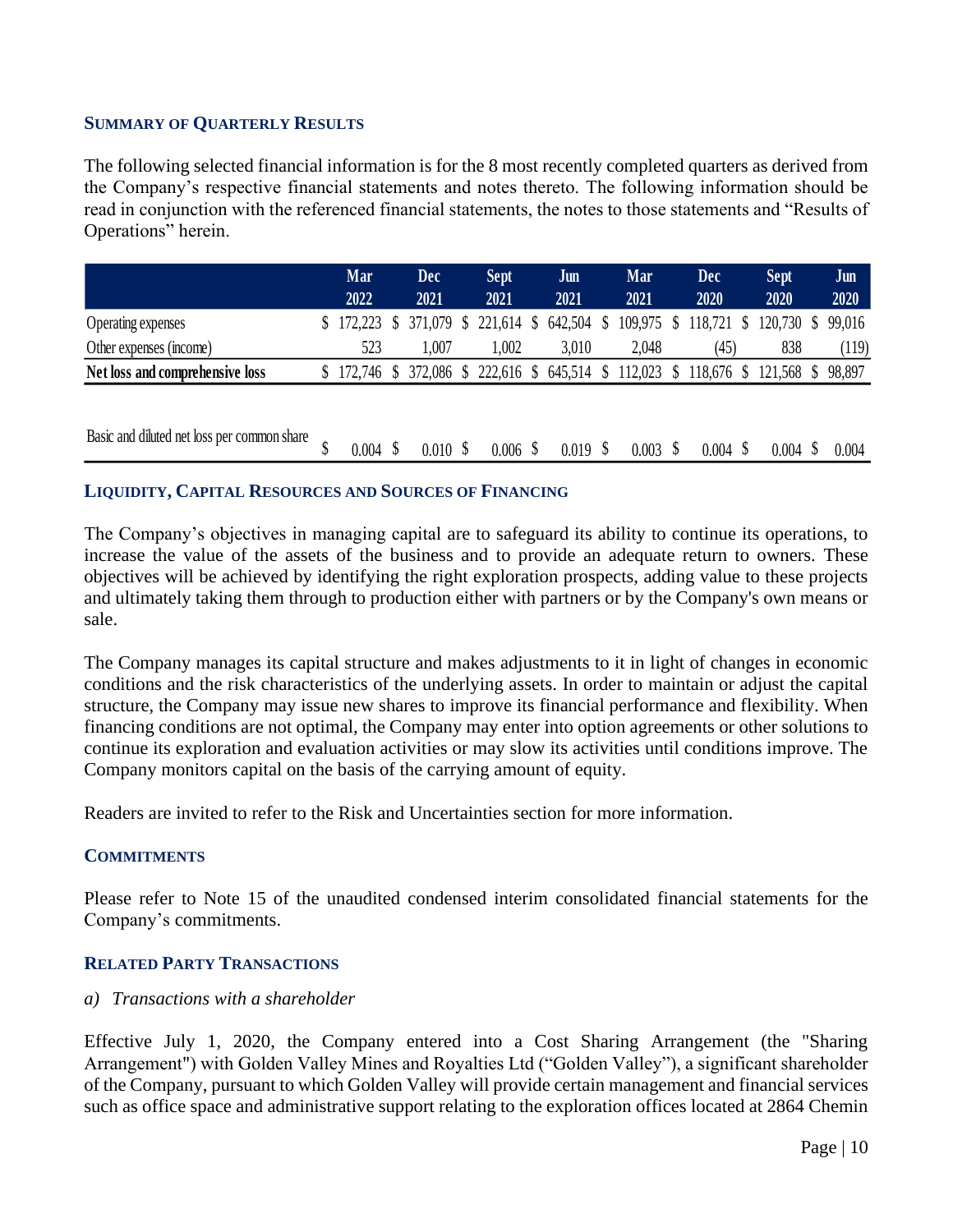## SUMMARY OF QUARTERLY RESULTS

The following selected financial information is for the 8 most recently completed quarters as derived from the Company's respective financial statements and notes thereto. The following information should be read in conjunction with the referenced financial statements, the notes to those statements and "Results of Operations" herein.

| | Mar 2022 | Dec 2021 | Sept 2021 | Jun 2021 | Mar 2021 | Dec 2020 | Sept 2020 | Jun 2020 |
|---|---|---|---|---|---|---|---|---|
| Operating expenses | $ 172,223 | $ 371,079 | $ 221,614 | $ 642,504 | $ 109,975 | $ 118,721 | $ 120,730 | $ 99,016 |
| Other expenses (income) | 523 | 1,007 | 1,002 | 3,010 | 2,048 | (45) | 838 | (119) |
| **Net loss and comprehensive loss** | $ 172,746 | $ 372,086 | $ 222,616 | $ 645,514 | $ 112,023 | $ 118,676 | $ 121,568 | $ 98,897 |
| | | | | | | | | |
| Basic and diluted net loss per common share | $ 0.004 | $ 0.010 | $ 0.006 | $ 0.019 | $ 0.003 | $ 0.004 | $ 0.004 | $ 0.004 |

## LIQUIDITY, CAPITAL RESOURCES AND SOURCES OF FINANCING

The Company's objectives in managing capital are to safeguard its ability to continue its operations, to increase the value of the assets of the business and to provide an adequate return to owners. These objectives will be achieved by identifying the right exploration prospects, adding value to these projects and ultimately taking them through to production either with partners or by the Company's own means or sale.

The Company manages its capital structure and makes adjustments to it in light of changes in economic conditions and the risk characteristics of the underlying assets. In order to maintain or adjust the capital structure, the Company may issue new shares to improve its financial performance and flexibility. When financing conditions are not optimal, the Company may enter into option agreements or other solutions to continue its exploration and evaluation activities or may slow its activities until conditions improve. The Company monitors capital on the basis of the carrying amount of equity.

Readers are invited to refer to the Risk and Uncertainties section for more information.

## COMMITMENTS

Please refer to Note 15 of the unaudited condensed interim consolidated financial statements for the Company's commitments.

## RELATED PARTY TRANSACTIONS

*a) Transactions with a shareholder*

Effective July 1, 2020, the Company entered into a Cost Sharing Arrangement (the "Sharing Arrangement") with Golden Valley Mines and Royalties Ltd ("Golden Valley"), a significant shareholder of the Company, pursuant to which Golden Valley will provide certain management and financial services such as office space and administrative support relating to the exploration offices located at 2864 Chemin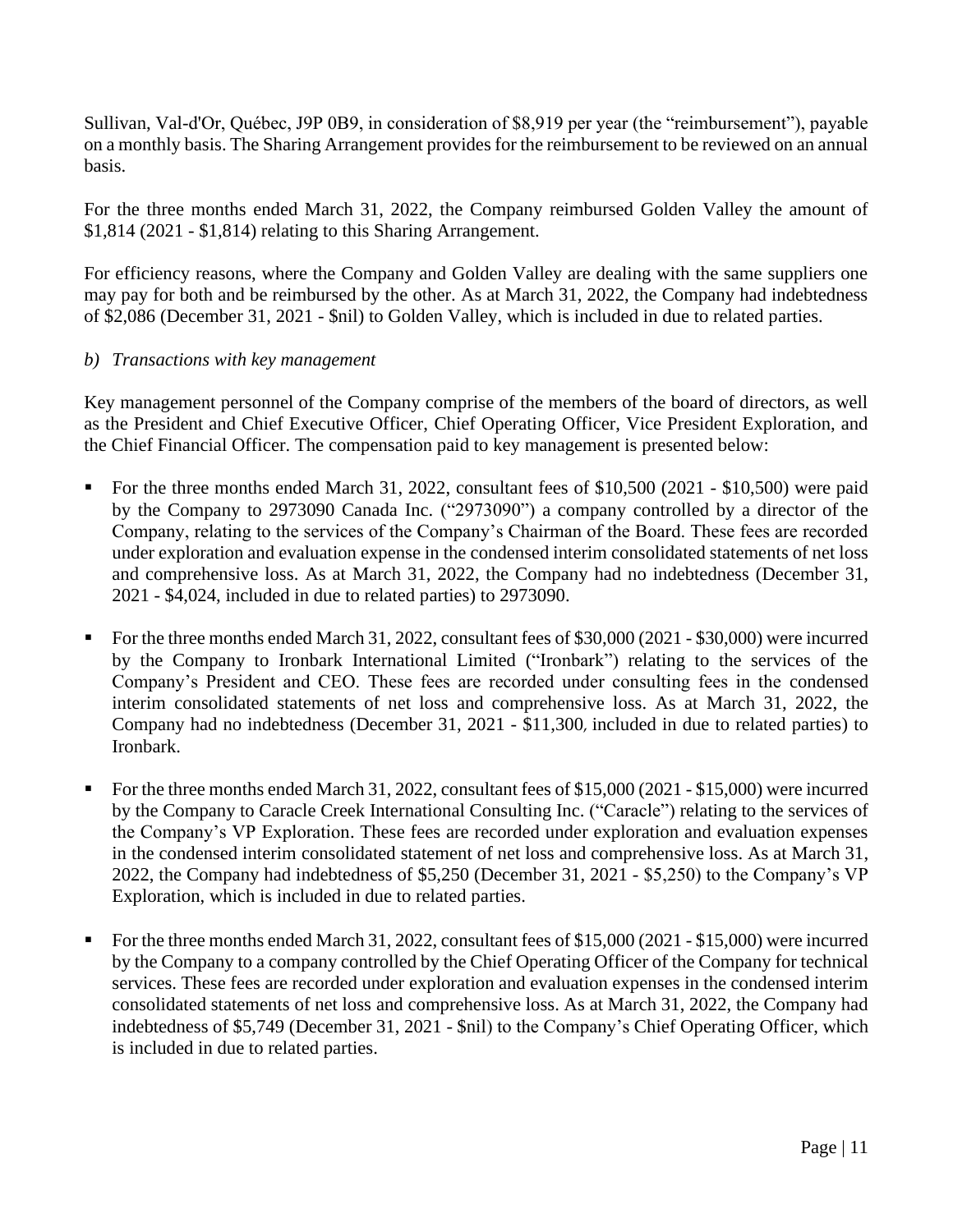Sullivan, Val-d'Or, Québec, J9P 0B9, in consideration of $8,919 per year (the "reimbursement"), payable on a monthly basis. The Sharing Arrangement provides for the reimbursement to be reviewed on an annual basis.

For the three months ended March 31, 2022, the Company reimbursed Golden Valley the amount of $1,814 (2021 - $1,814) relating to this Sharing Arrangement.

For efficiency reasons, where the Company and Golden Valley are dealing with the same suppliers one may pay for both and be reimbursed by the other. As at March 31, 2022, the Company had indebtedness of $2,086 (December 31, 2021 - $nil) to Golden Valley, which is included in due to related parties.

*b) Transactions with key management*

Key management personnel of the Company comprise of the members of the board of directors, as well as the President and Chief Executive Officer, Chief Operating Officer, Vice President Exploration, and the Chief Financial Officer. The compensation paid to key management is presented below:

- For the three months ended March 31, 2022, consultant fees of $10,500 (2021 - $10,500) were paid by the Company to 2973090 Canada Inc. ("2973090") a company controlled by a director of the Company, relating to the services of the Company's Chairman of the Board. These fees are recorded under exploration and evaluation expense in the condensed interim consolidated statements of net loss and comprehensive loss. As at March 31, 2022, the Company had no indebtedness (December 31, 2021 - $4,024, included in due to related parties) to 2973090.

- For the three months ended March 31, 2022, consultant fees of $30,000 (2021 - $30,000) were incurred by the Company to Ironbark International Limited ("Ironbark") relating to the services of the Company's President and CEO. These fees are recorded under consulting fees in the condensed interim consolidated statements of net loss and comprehensive loss. As at March 31, 2022, the Company had no indebtedness (December 31, 2021 - $11,300, included in due to related parties) to Ironbark.

- For the three months ended March 31, 2022, consultant fees of $15,000 (2021 - $15,000) were incurred by the Company to Caracle Creek International Consulting Inc. ("Caracle") relating to the services of the Company's VP Exploration. These fees are recorded under exploration and evaluation expenses in the condensed interim consolidated statement of net loss and comprehensive loss. As at March 31, 2022, the Company had indebtedness of $5,250 (December 31, 2021 - $5,250) to the Company's VP Exploration, which is included in due to related parties.

- For the three months ended March 31, 2022, consultant fees of $15,000 (2021 - $15,000) were incurred by the Company to a company controlled by the Chief Operating Officer of the Company for technical services. These fees are recorded under exploration and evaluation expenses in the condensed interim consolidated statements of net loss and comprehensive loss. As at March 31, 2022, the Company had indebtedness of $5,749 (December 31, 2021 - $nil) to the Company's Chief Operating Officer, which is included in due to related parties.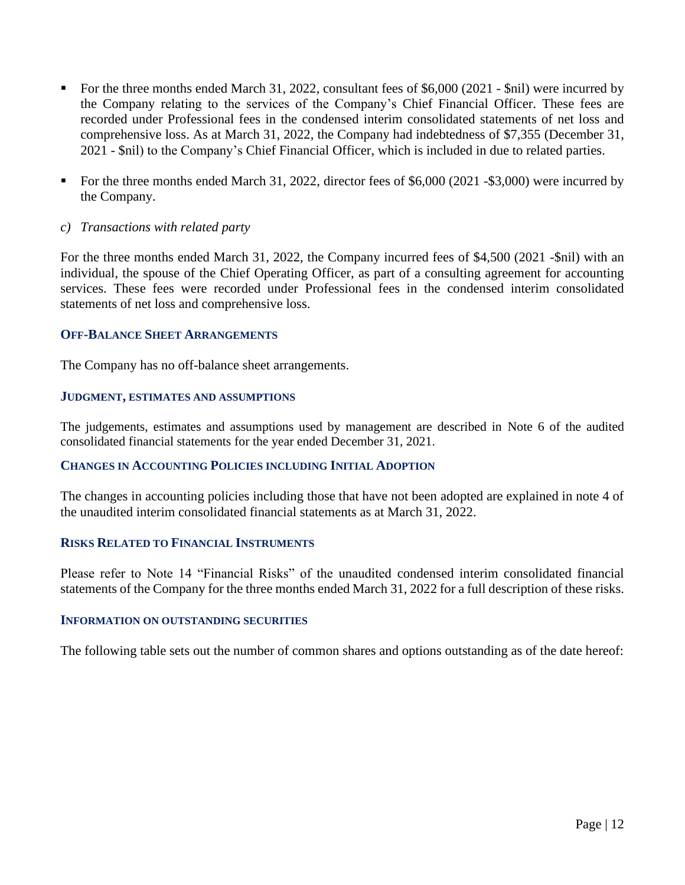- For the three months ended March 31, 2022, consultant fees of $6,000 (2021 - $nil) were incurred by the Company relating to the services of the Company's Chief Financial Officer. These fees are recorded under Professional fees in the condensed interim consolidated statements of net loss and comprehensive loss. As at March 31, 2022, the Company had indebtedness of $7,355 (December 31, 2021 - $nil) to the Company's Chief Financial Officer, which is included in due to related parties.
- For the three months ended March 31, 2022, director fees of $6,000 (2021 -$3,000) were incurred by the Company.

*c) Transactions with related party*

For the three months ended March 31, 2022, the Company incurred fees of $4,500 (2021 -$nil) with an individual, the spouse of the Chief Operating Officer, as part of a consulting agreement for accounting services. These fees were recorded under Professional fees in the condensed interim consolidated statements of net loss and comprehensive loss.

### OFF-BALANCE SHEET ARRANGEMENTS

The Company has no off-balance sheet arrangements.

### JUDGMENT, ESTIMATES AND ASSUMPTIONS

The judgements, estimates and assumptions used by management are described in Note 6 of the audited consolidated financial statements for the year ended December 31, 2021.

### CHANGES IN ACCOUNTING POLICIES INCLUDING INITIAL ADOPTION

The changes in accounting policies including those that have not been adopted are explained in note 4 of the unaudited interim consolidated financial statements as at March 31, 2022.

### RISKS RELATED TO FINANCIAL INSTRUMENTS

Please refer to Note 14 "Financial Risks" of the unaudited condensed interim consolidated financial statements of the Company for the three months ended March 31, 2022 for a full description of these risks.

### INFORMATION ON OUTSTANDING SECURITIES

The following table sets out the number of common shares and options outstanding as of the date hereof: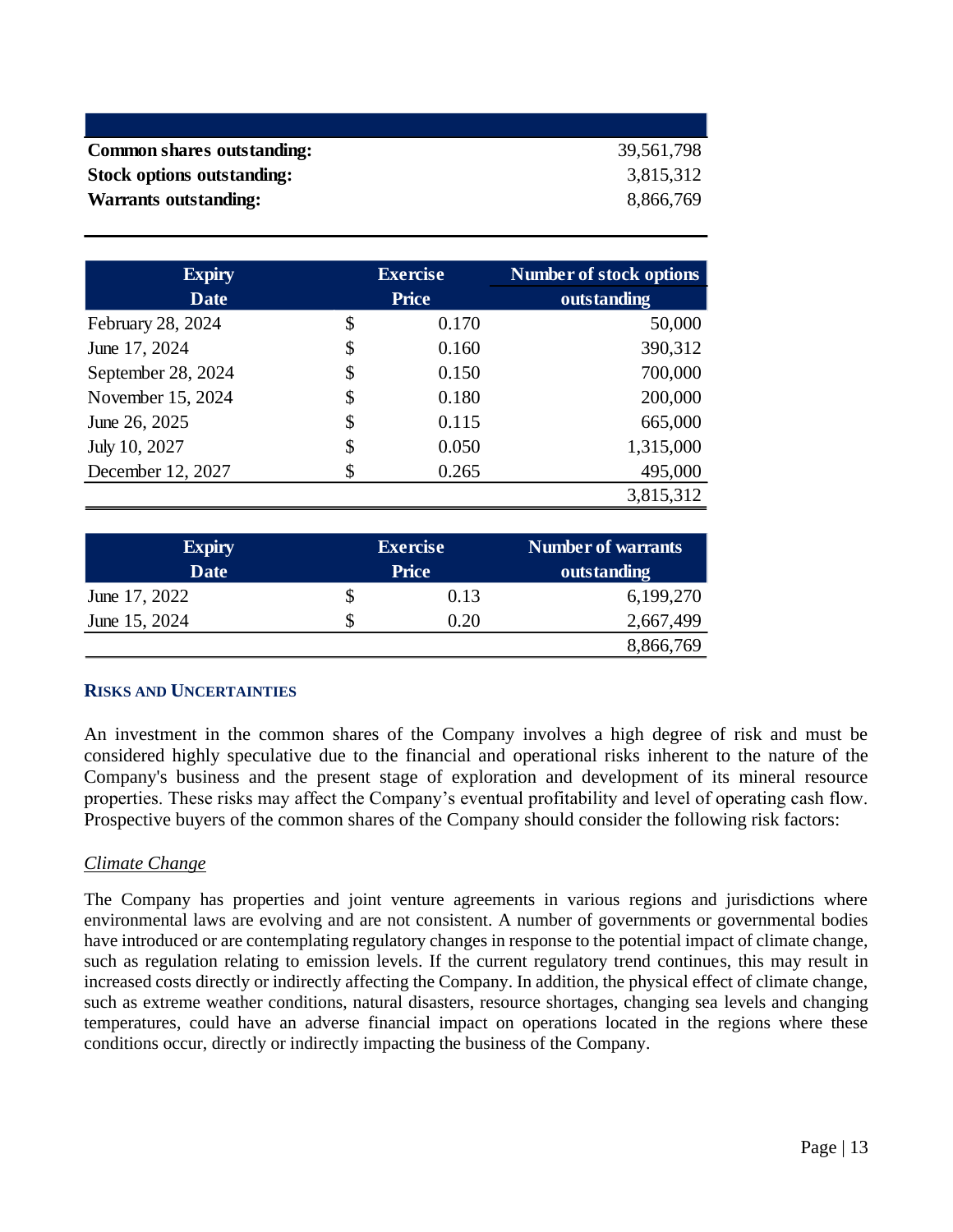| | |
|---|---|
| **Common shares outstanding:** | 39,561,798 |
| **Stock options outstanding:** | 3,815,312 |
| **Warrants outstanding:** | 8,866,769 |

| Expiry Date | Exercise Price | Number of stock options outstanding |
|---|---|---|
| February 28, 2024 | $ 0.170 | 50,000 |
| June 17, 2024 | $ 0.160 | 390,312 |
| September 28, 2024 | $ 0.150 | 700,000 |
| November 15, 2024 | $ 0.180 | 200,000 |
| June 26, 2025 | $ 0.115 | 665,000 |
| July 10, 2027 | $ 0.050 | 1,315,000 |
| December 12, 2027 | $ 0.265 | 495,000 |
| | | 3,815,312 |

| Expiry Date | Exercise Price | Number of warrants outstanding |
|---|---|---|
| June 17, 2022 | $ 0.13 | 6,199,270 |
| June 15, 2024 | $ 0.20 | 2,667,499 |
| | | 8,866,769 |

## RISKS AND UNCERTAINTIES

An investment in the common shares of the Company involves a high degree of risk and must be considered highly speculative due to the financial and operational risks inherent to the nature of the Company's business and the present stage of exploration and development of its mineral resource properties. These risks may affect the Company's eventual profitability and level of operating cash flow. Prospective buyers of the common shares of the Company should consider the following risk factors:

*Climate Change*

The Company has properties and joint venture agreements in various regions and jurisdictions where environmental laws are evolving and are not consistent. A number of governments or governmental bodies have introduced or are contemplating regulatory changes in response to the potential impact of climate change, such as regulation relating to emission levels. If the current regulatory trend continues, this may result in increased costs directly or indirectly affecting the Company. In addition, the physical effect of climate change, such as extreme weather conditions, natural disasters, resource shortages, changing sea levels and changing temperatures, could have an adverse financial impact on operations located in the regions where these conditions occur, directly or indirectly impacting the business of the Company.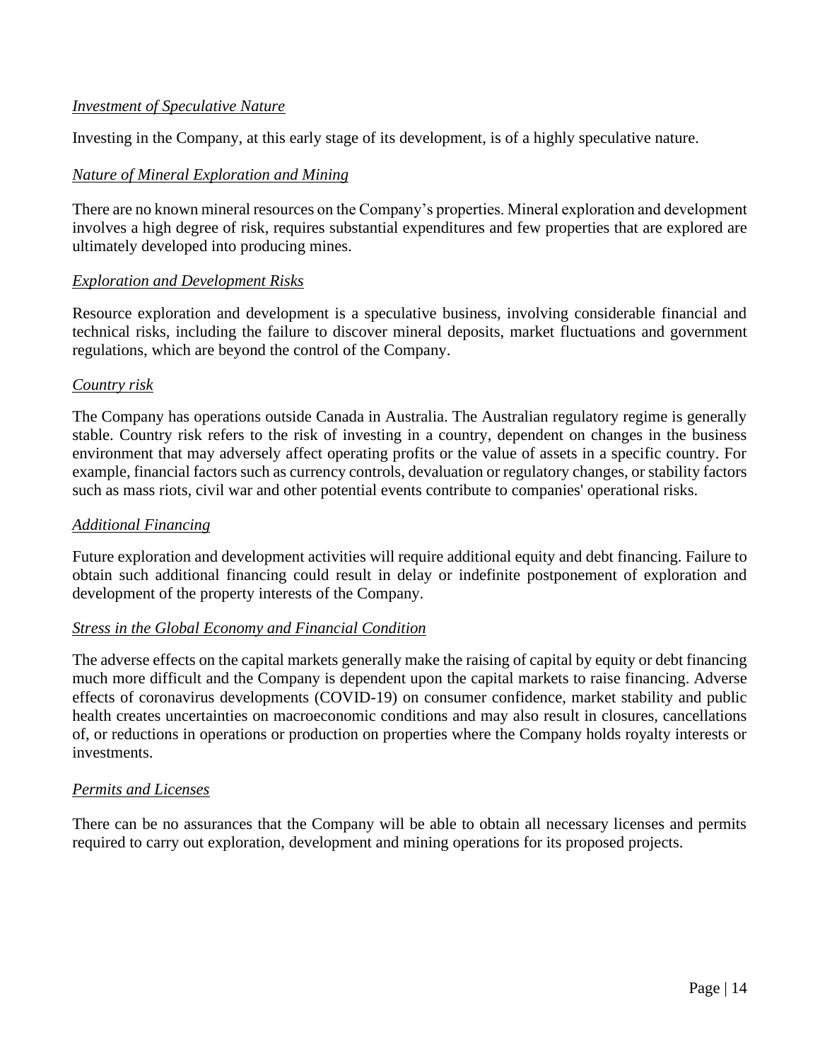*Investment of Speculative Nature*

Investing in the Company, at this early stage of its development, is of a highly speculative nature.

*Nature of Mineral Exploration and Mining*

There are no known mineral resources on the Company's properties. Mineral exploration and development involves a high degree of risk, requires substantial expenditures and few properties that are explored are ultimately developed into producing mines.

*Exploration and Development Risks*

Resource exploration and development is a speculative business, involving considerable financial and technical risks, including the failure to discover mineral deposits, market fluctuations and government regulations, which are beyond the control of the Company.

*Country risk*

The Company has operations outside Canada in Australia. The Australian regulatory regime is generally stable. Country risk refers to the risk of investing in a country, dependent on changes in the business environment that may adversely affect operating profits or the value of assets in a specific country. For example, financial factors such as currency controls, devaluation or regulatory changes, or stability factors such as mass riots, civil war and other potential events contribute to companies' operational risks.

*Additional Financing*

Future exploration and development activities will require additional equity and debt financing. Failure to obtain such additional financing could result in delay or indefinite postponement of exploration and development of the property interests of the Company.

*Stress in the Global Economy and Financial Condition*

The adverse effects on the capital markets generally make the raising of capital by equity or debt financing much more difficult and the Company is dependent upon the capital markets to raise financing. Adverse effects of coronavirus developments (COVID-19) on consumer confidence, market stability and public health creates uncertainties on macroeconomic conditions and may also result in closures, cancellations of, or reductions in operations or production on properties where the Company holds royalty interests or investments.

*Permits and Licenses*

There can be no assurances that the Company will be able to obtain all necessary licenses and permits required to carry out exploration, development and mining operations for its proposed projects.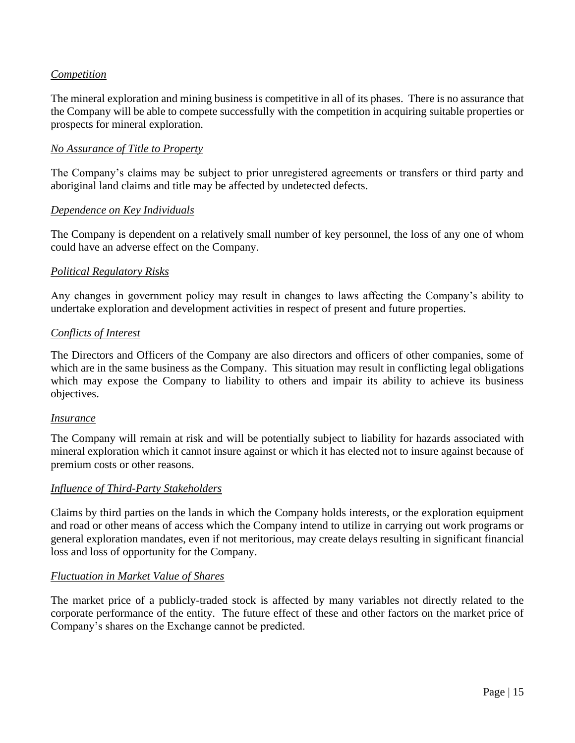*Competition*

The mineral exploration and mining business is competitive in all of its phases. There is no assurance that the Company will be able to compete successfully with the competition in acquiring suitable properties or prospects for mineral exploration.

*No Assurance of Title to Property*

The Company's claims may be subject to prior unregistered agreements or transfers or third party and aboriginal land claims and title may be affected by undetected defects.

*Dependence on Key Individuals*

The Company is dependent on a relatively small number of key personnel, the loss of any one of whom could have an adverse effect on the Company.

*Political Regulatory Risks*

Any changes in government policy may result in changes to laws affecting the Company's ability to undertake exploration and development activities in respect of present and future properties.

*Conflicts of Interest*

The Directors and Officers of the Company are also directors and officers of other companies, some of which are in the same business as the Company. This situation may result in conflicting legal obligations which may expose the Company to liability to others and impair its ability to achieve its business objectives.

*Insurance*

The Company will remain at risk and will be potentially subject to liability for hazards associated with mineral exploration which it cannot insure against or which it has elected not to insure against because of premium costs or other reasons.

*Influence of Third-Party Stakeholders*

Claims by third parties on the lands in which the Company holds interests, or the exploration equipment and road or other means of access which the Company intend to utilize in carrying out work programs or general exploration mandates, even if not meritorious, may create delays resulting in significant financial loss and loss of opportunity for the Company.

*Fluctuation in Market Value of Shares*

The market price of a publicly-traded stock is affected by many variables not directly related to the corporate performance of the entity. The future effect of these and other factors on the market price of Company's shares on the Exchange cannot be predicted.